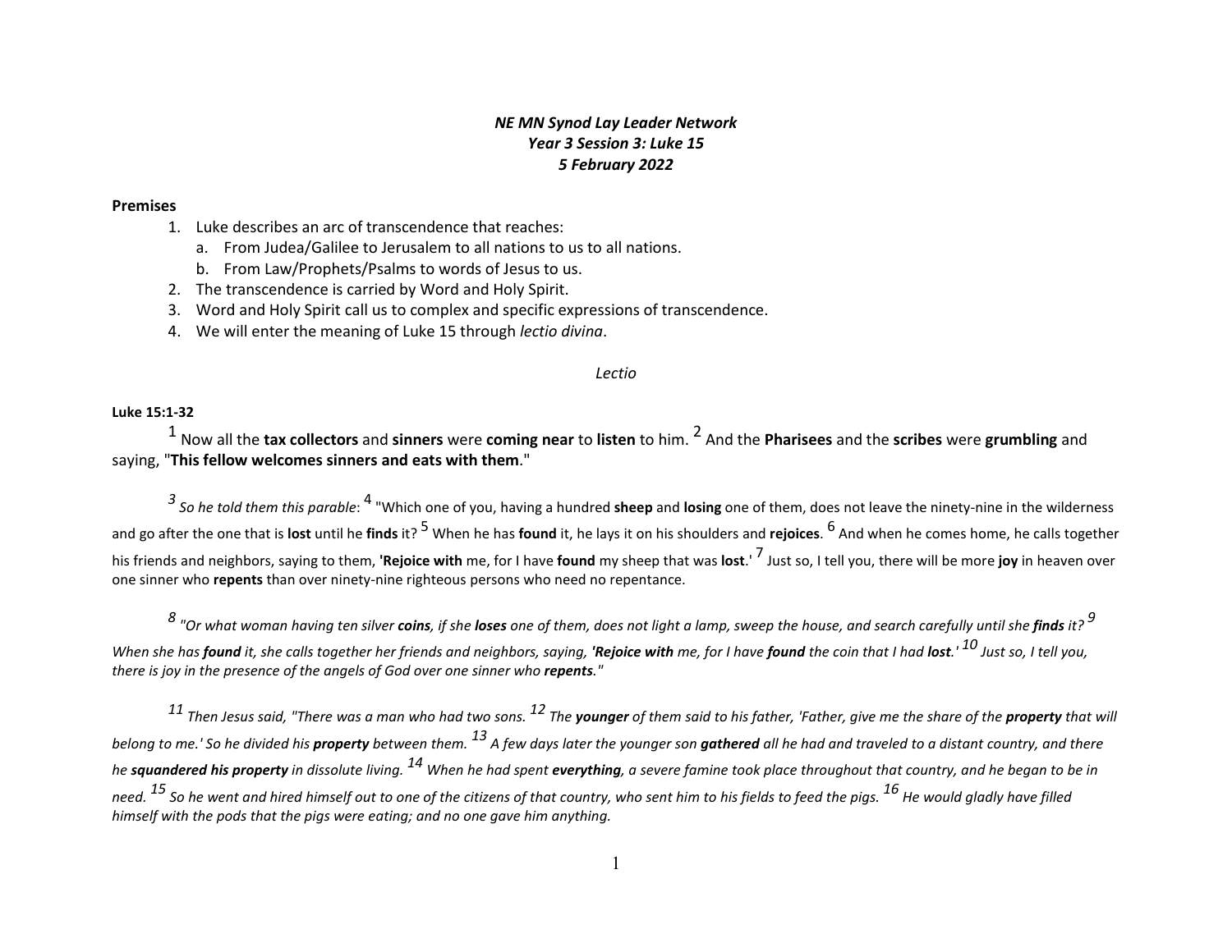***NE MN Synod Lay Leader Network***
***Year 3 Session 3: Luke 15***
***5 February 2022***

**Premises**

1. Luke describes an arc of transcendence that reaches:
   a. From Judea/Galilee to Jerusalem to all nations to us to all nations.
   b. From Law/Prophets/Psalms to words of Jesus to us.
2. The transcendence is carried by Word and Holy Spirit.
3. Word and Holy Spirit call us to complex and specific expressions of transcendence.
4. We will enter the meaning of Luke 15 through *lectio divina*.

*Lectio*

**Luke 15:1-32**

1 Now all the **tax collectors** and **sinners** were **coming near** to **listen** to him. 2 And the **Pharisees** and the **scribes** were **grumbling** and saying, "**This fellow welcomes sinners and eats with them**."

*3 So he told them this parable*: 4 "Which one of you, having a hundred **sheep** and **losing** one of them, does not leave the ninety-nine in the wilderness and go after the one that is **lost** until he **finds** it? 5 When he has **found** it, he lays it on his shoulders and **rejoices**. 6 And when he comes home, he calls together his friends and neighbors, saying to them, **'Rejoice with** me, for I have **found** my sheep that was **lost**.' 7 Just so, I tell you, there will be more **joy** in heaven over one sinner who **repents** than over ninety-nine righteous persons who need no repentance.

*8 "Or what woman having ten silver **coins**, if she **loses** one of them, does not light a lamp, sweep the house, and search carefully until she **finds** it? 9 When she has **found** it, she calls together her friends and neighbors, saying, **'Rejoice with** me, for I have **found** the coin that I had **lost**.' 10 Just so, I tell you, there is joy in the presence of the angels of God over one sinner who **repents**."*

*11 Then Jesus said, "There was a man who had two sons. 12 The **younger** of them said to his father, 'Father, give me the share of the **property** that will belong to me.' So he divided his **property** between them. 13 A few days later the younger son **gathered** all he had and traveled to a distant country, and there he **squandered his property** in dissolute living. 14 When he had spent **everything**, a severe famine took place throughout that country, and he began to be in need. 15 So he went and hired himself out to one of the citizens of that country, who sent him to his fields to feed the pigs. 16 He would gladly have filled himself with the pods that the pigs were eating; and no one gave him anything.*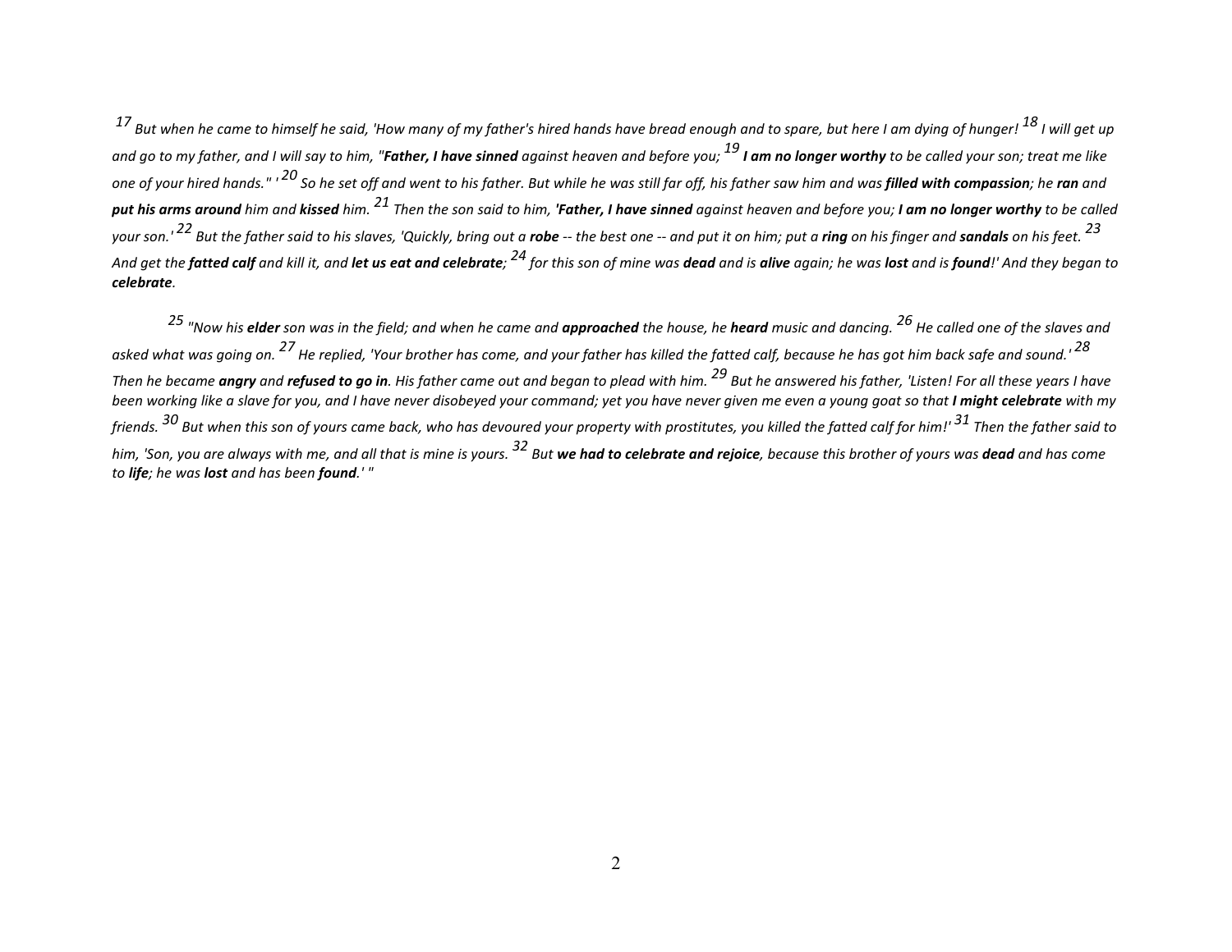*[17] But when he came to himself he said, 'How many of my father's hired hands have bread enough and to spare, but here I am dying of hunger! [18] I will get up and go to my father, and I will say to him, "**Father, I have sinned** against heaven and before you; [19] **I am no longer worthy** to be called your son; treat me like one of your hired hands." ' [20] So he set off and went to his father. But while he was still far off, his father saw him and was **filled with compassion**; he **ran** and **put his arms around** him and **kissed** him. [21] Then the son said to him, **'Father, I have sinned** against heaven and before you; **I am no longer worthy** to be called your son.' [22] But the father said to his slaves, 'Quickly, bring out a **robe** -- the best one -- and put it on him; put a **ring** on his finger and **sandals** on his feet. [23] And get the **fatted calf** and kill it, and **let us eat and celebrate**; [24] for this son of mine was **dead** and is **alive** again; he was **lost** and is **found**!' And they began to **celebrate**.*

*[25] "Now his **elder** son was in the field; and when he came and **approached** the house, he **heard** music and dancing. [26] He called one of the slaves and asked what was going on. [27] He replied, 'Your brother has come, and your father has killed the fatted calf, because he has got him back safe and sound.' [28] Then he became **angry** and **refused to go in**. His father came out and began to plead with him. [29] But he answered his father, 'Listen! For all these years I have been working like a slave for you, and I have never disobeyed your command; yet you have never given me even a young goat so that **I might celebrate** with my friends. [30] But when this son of yours came back, who has devoured your property with prostitutes, you killed the fatted calf for him!' [31] Then the father said to him, 'Son, you are always with me, and all that is mine is yours. [32] But **we had to celebrate and rejoice**, because this brother of yours was **dead** and has come to **life**; he was **lost** and has been **found**.' "*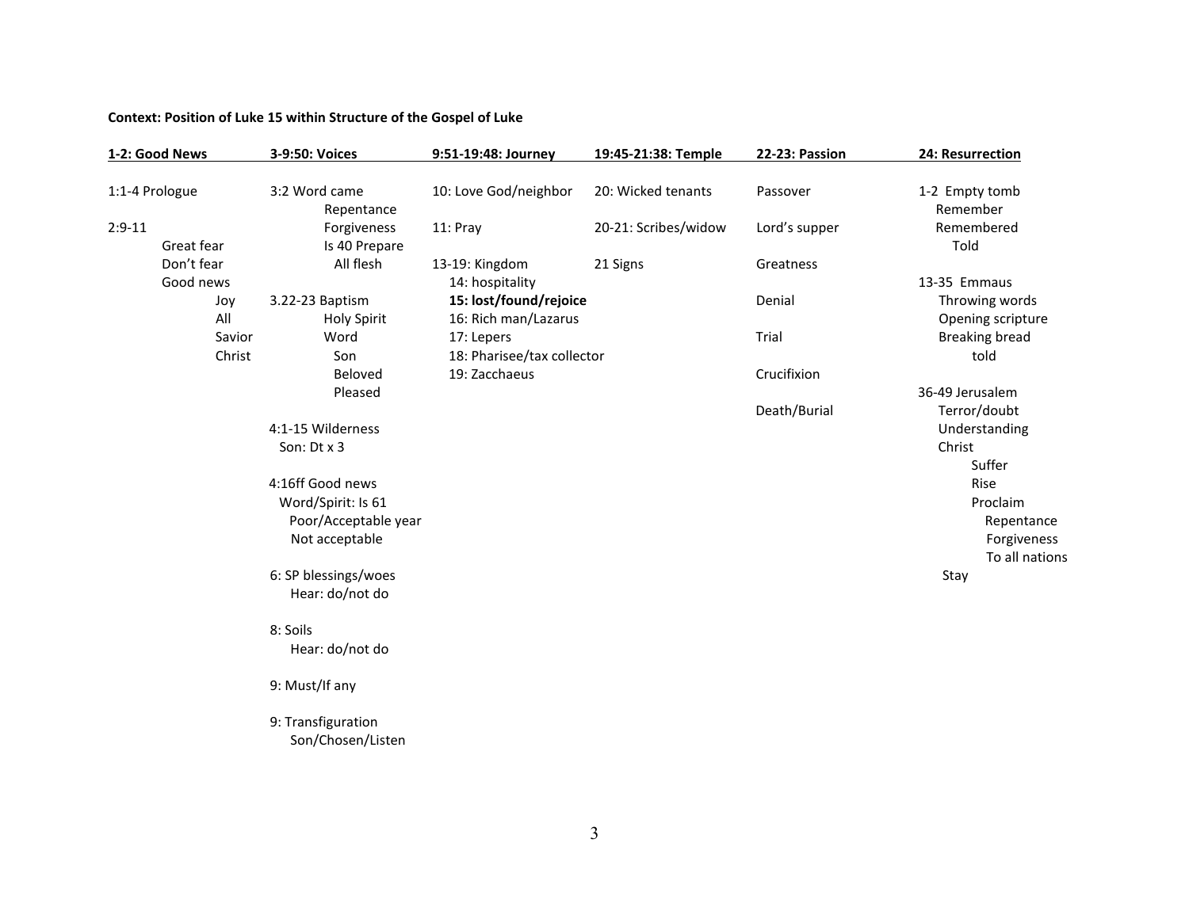**Context: Position of Luke 15 within Structure of the Gospel of Luke**

| 1-2: Good News | 3-9:50: Voices | 9:51-19:48: Journey | 19:45-21:38: Temple | 22-23: Passion | 24: Resurrection |
|---|---|---|---|---|---|
| 1:1-4 Prologue | 3:2 Word came | 10: Love God/neighbor | 20: Wicked tenants | Passover | 1-2 Empty tomb |
| | Repentance | | | | Remember |
| 2:9-11 | Forgiveness | 11: Pray | 20-21: Scribes/widow | Lord's supper | Remembered |
| Great fear | Is 40 Prepare | | | | Told |
| Don't fear | All flesh | 13-19: Kingdom | 21 Signs | Greatness | |
| Good news | | 14: hospitality | | | 13-35 Emmaus |
| Joy | 3.22-23 Baptism | **15: lost/found/rejoice** | | Denial | Throwing words |
| All | Holy Spirit | 16: Rich man/Lazarus | | | Opening scripture |
| Savior | Word | 17: Lepers | | Trial | Breaking bread |
| Christ | Son | 18: Pharisee/tax collector | | | told |
| | Beloved | 19: Zacchaeus | | Crucifixion | |
| | Pleased | | | | 36-49 Jerusalem |
| | | | | Death/Burial | Terror/doubt |
| | 4:1-15 Wilderness | | | | Understanding |
| | Son: Dt x 3 | | | | Christ |
| | | | | | Suffer |
| | 4:16ff Good news | | | | Rise |
| | Word/Spirit: Is 61 | | | | Proclaim |
| | Poor/Acceptable year | | | | Repentance |
| | Not acceptable | | | | Forgiveness |
| | | | | | To all nations |
| | 6: SP blessings/woes | | | | Stay |
| | Hear: do/not do | | | | |
| | 8: Soils | | | | |
| | Hear: do/not do | | | | |
| | 9: Must/If any | | | | |
| | 9: Transfiguration | | | | |
| | Son/Chosen/Listen | | | | |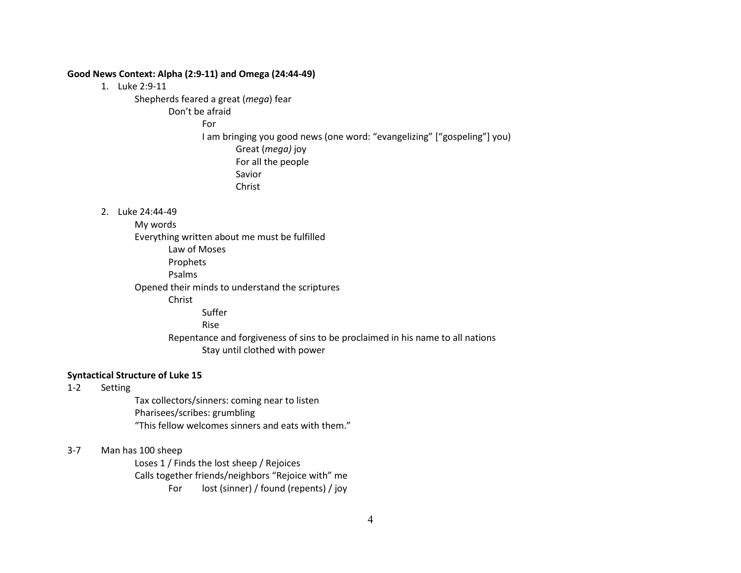**Good News Context: Alpha (2:9-11) and Omega (24:44-49)**

1. Luke 2:9-11
    - Shepherds feared a great (*mega*) fear
        - Don't be afraid
            - For
            - I am bringing you good news (one word: "evangelizing" ["gospeling"] you)
                - Great (*mega)* joy
                - For all the people
                - Savior
                - Christ

2. Luke 24:44-49
    - My words
    - Everything written about me must be fulfilled
        - Law of Moses
        - Prophets
        - Psalms
    - Opened their minds to understand the scriptures
        - Christ
            - Suffer
            - Rise
        - Repentance and forgiveness of sins to be proclaimed in his name to all nations
            - Stay until clothed with power

**Syntactical Structure of Luke 15**

1-2 Setting
- Tax collectors/sinners: coming near to listen
- Pharisees/scribes: grumbling
- "This fellow welcomes sinners and eats with them."

3-7 Man has 100 sheep
- Loses 1 / Finds the lost sheep / Rejoices
- Calls together friends/neighbors "Rejoice with" me
    - For lost (sinner) / found (repents) / joy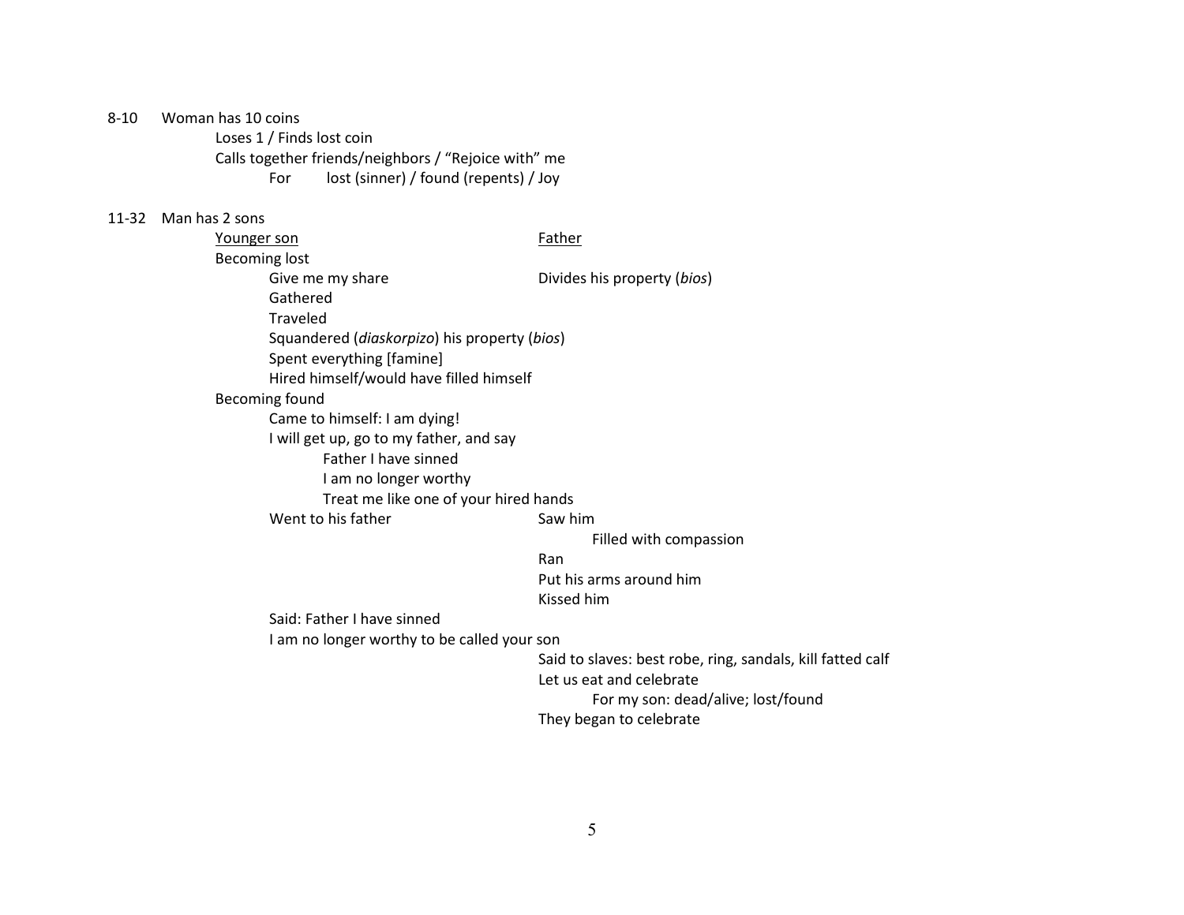8-10 Woman has 10 coins

- Loses 1 / Finds lost coin
- Calls together friends/neighbors / "Rejoice with" me
  - For lost (sinner) / found (repents) / Joy

11-32 Man has 2 sons

| <u>Younger son</u> | <u>Father</u> |
|---|---|
| Becoming lost | |
| Give me my share | Divides his property (*bios*) |
| Gathered | |
| Traveled | |
| Squandered (*diaskorpizo*) his property (*bios*) | |
| Spent everything [famine] | |
| Hired himself/would have filled himself | |
| Becoming found | |
| Came to himself: I am dying! | |
| I will get up, go to my father, and say | |
| Father I have sinned | |
| I am no longer worthy | |
| Treat me like one of your hired hands | |
| Went to his father | Saw him |
| | Filled with compassion |
| | Ran |
| | Put his arms around him |
| | Kissed him |
| Said: Father I have sinned | |
| I am no longer worthy to be called your son | |
| | Said to slaves: best robe, ring, sandals, kill fatted calf |
| | Let us eat and celebrate |
| | For my son: dead/alive; lost/found |
| | They began to celebrate |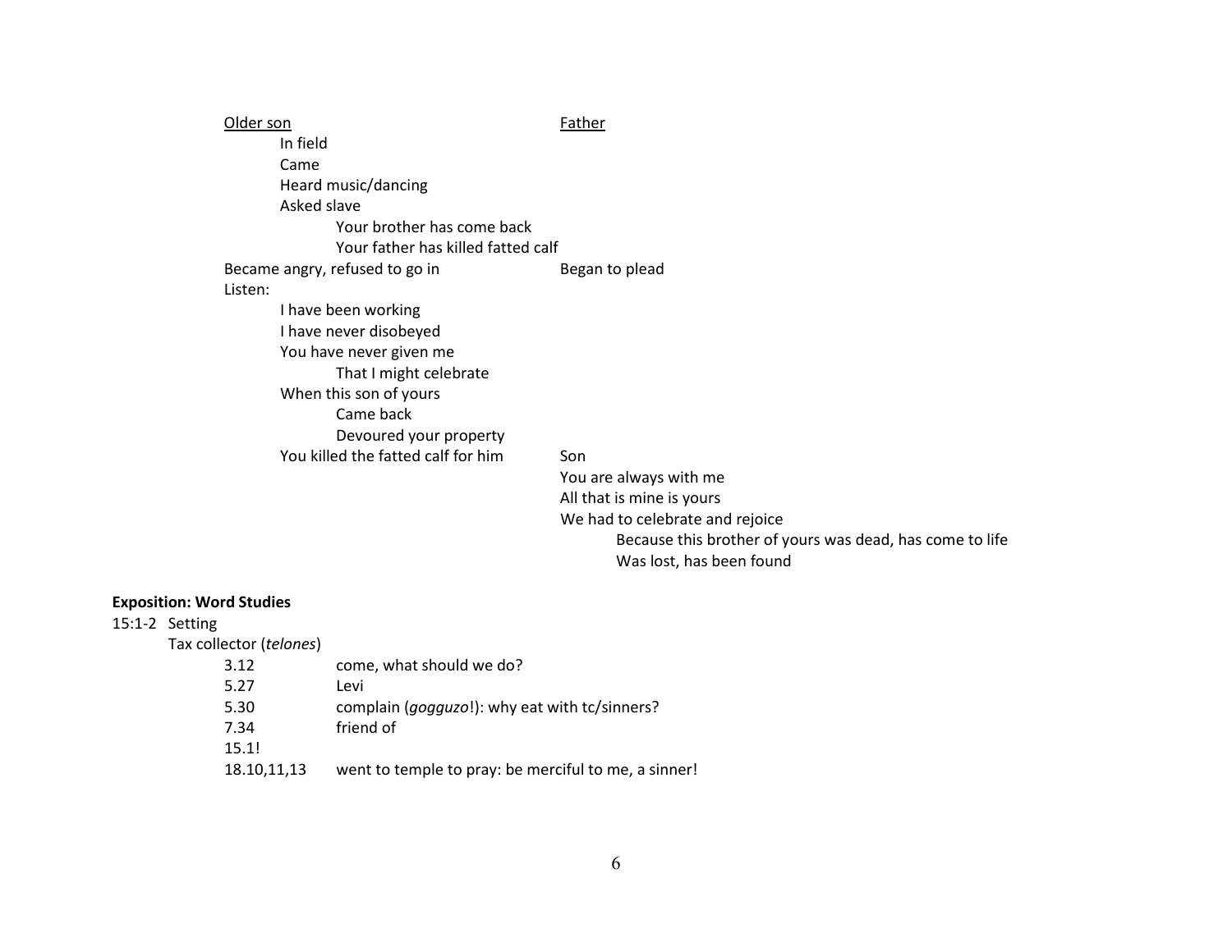<u>Older son</u> | <u>Father</u>

- In field
- Came
- Heard music/dancing
- Asked slave
    - Your brother has come back
    - Your father has killed fatted calf

Became angry, refused to go in — Began to plead

Listen:

- I have been working
- I have never disobeyed
- You have never given me
    - That I might celebrate
- When this son of yours
    - Came back
    - Devoured your property
- You killed the fatted calf for him

Son

- You are always with me
- All that is mine is yours
- We had to celebrate and rejoice
    - Because this brother of yours was dead, has come to life
    - Was lost, has been found

**Exposition: Word Studies**

15:1-2 Setting

Tax collector (*telones*)

| | |
|---|---|
| 3.12 | come, what should we do? |
| 5.27 | Levi |
| 5.30 | complain (*gogguzo*!): why eat with tc/sinners? |
| 7.34 | friend of |
| 15.1! | |
| 18.10,11,13 | went to temple to pray: be merciful to me, a sinner! |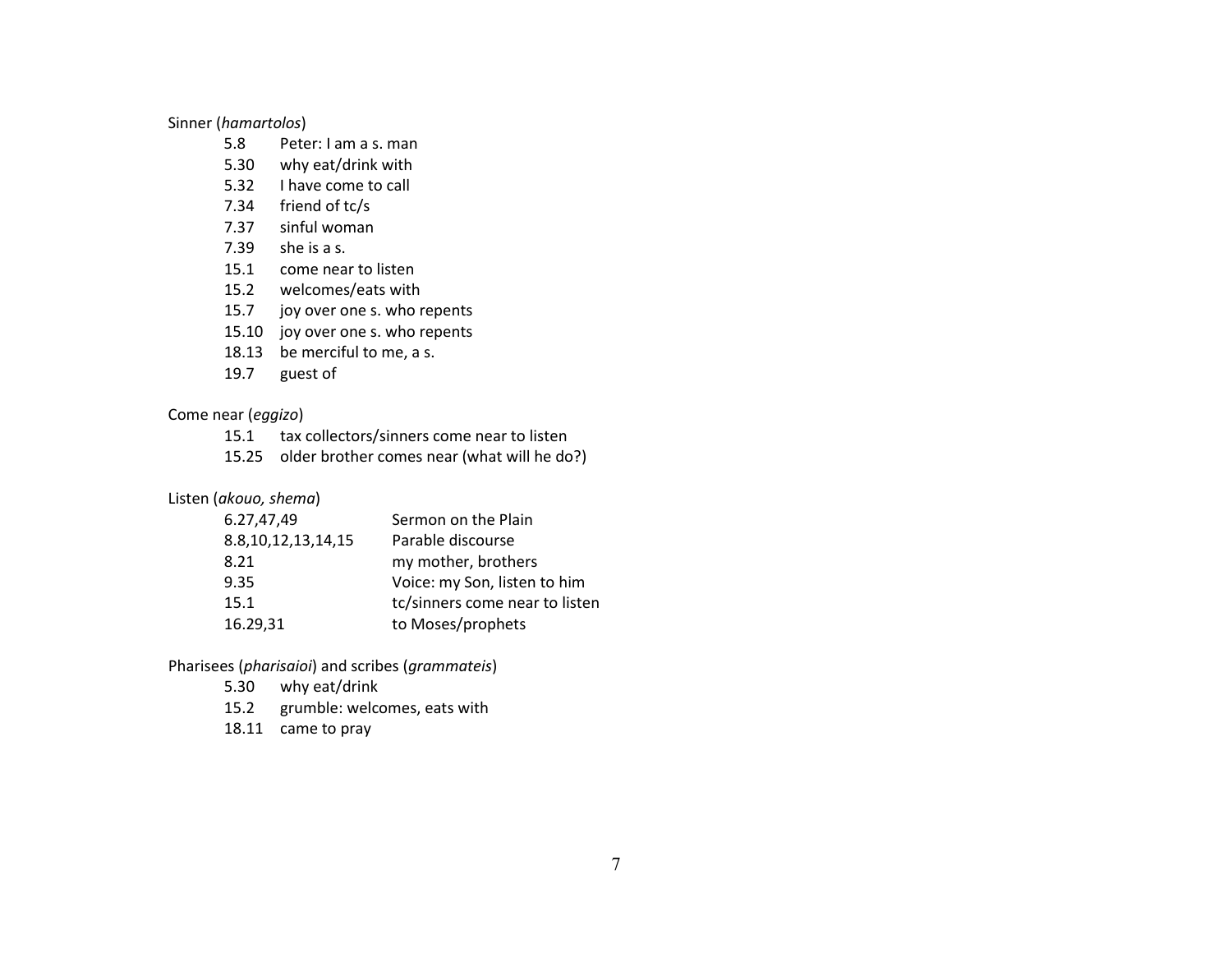Sinner (*hamartolos*)

| | |
|---|---|
| 5.8 | Peter: I am a s. man |
| 5.30 | why eat/drink with |
| 5.32 | I have come to call |
| 7.34 | friend of tc/s |
| 7.37 | sinful woman |
| 7.39 | she is a s. |
| 15.1 | come near to listen |
| 15.2 | welcomes/eats with |
| 15.7 | joy over one s. who repents |
| 15.10 | joy over one s. who repents |
| 18.13 | be merciful to me, a s. |
| 19.7 | guest of |

Come near (*eggizo*)

| | |
|---|---|
| 15.1 | tax collectors/sinners come near to listen |
| 15.25 | older brother comes near (what will he do?) |

Listen (*akouo, shema*)

| | |
|---|---|
| 6.27,47,49 | Sermon on the Plain |
| 8.8,10,12,13,14,15 | Parable discourse |
| 8.21 | my mother, brothers |
| 9.35 | Voice: my Son, listen to him |
| 15.1 | tc/sinners come near to listen |
| 16.29,31 | to Moses/prophets |

Pharisees (*pharisaioi*) and scribes (*grammateis*)

| | |
|---|---|
| 5.30 | why eat/drink |
| 15.2 | grumble: welcomes, eats with |
| 18.11 | came to pray |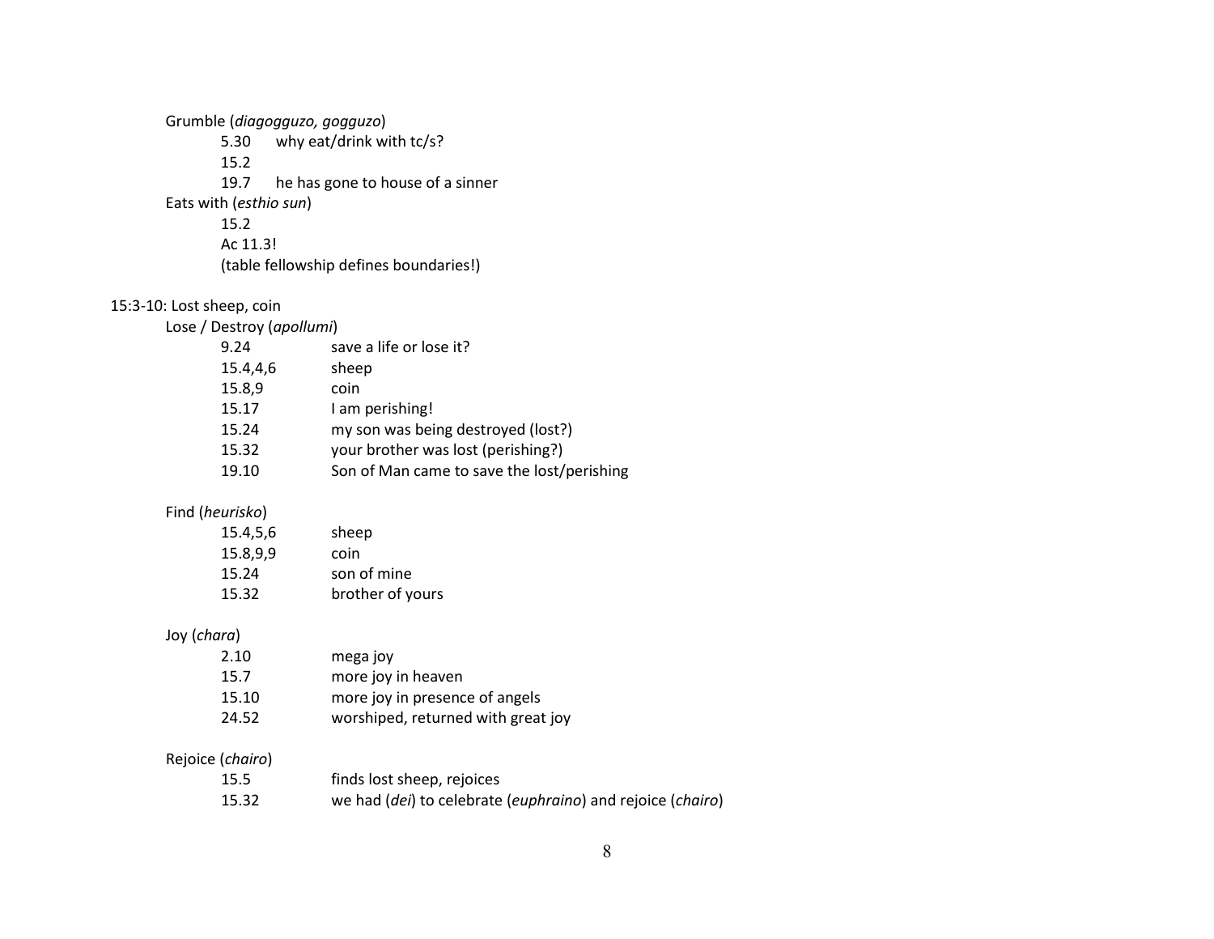Grumble (*diagogguzo, gogguzo*)

- 5.30 why eat/drink with tc/s?
- 15.2
- 19.7 he has gone to house of a sinner

Eats with (*esthio sun*)

- 15.2
- Ac 11.3!
- (table fellowship defines boundaries!)

15:3-10: Lost sheep, coin

Lose / Destroy (*apollumi*)

| | |
|---|---|
| 9.24 | save a life or lose it? |
| 15.4,4,6 | sheep |
| 15.8,9 | coin |
| 15.17 | I am perishing! |
| 15.24 | my son was being destroyed (lost?) |
| 15.32 | your brother was lost (perishing?) |
| 19.10 | Son of Man came to save the lost/perishing |

Find (*heurisko*)

| | |
|---|---|
| 15.4,5,6 | sheep |
| 15.8,9,9 | coin |
| 15.24 | son of mine |
| 15.32 | brother of yours |

Joy (*chara*)

| | |
|---|---|
| 2.10 | mega joy |
| 15.7 | more joy in heaven |
| 15.10 | more joy in presence of angels |
| 24.52 | worshiped, returned with great joy |

Rejoice (*chairo*)

| | |
|---|---|
| 15.5 | finds lost sheep, rejoices |
| 15.32 | we had (*dei*) to celebrate (*euphraino*) and rejoice (*chairo*) |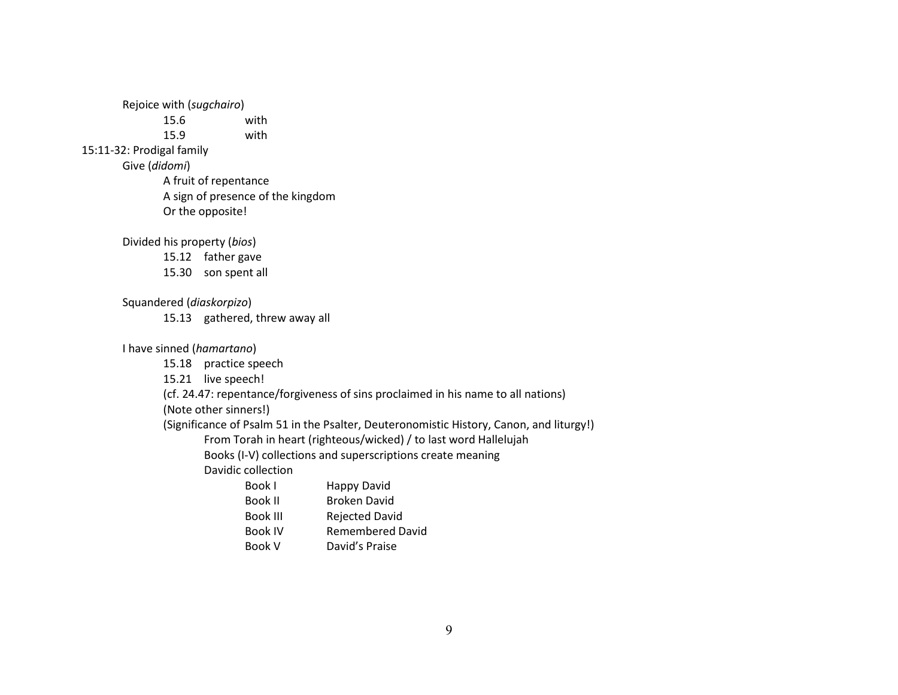Rejoice with (*sugchairo*)

- 15.6 with
- 15.9 with

15:11-32: Prodigal family

- Give (*didomi*)
  - A fruit of repentance
  - A sign of presence of the kingdom
  - Or the opposite!

- Divided his property (*bios*)
  - 15.12 father gave
  - 15.30 son spent all

- Squandered (*diaskorpizo*)
  - 15.13 gathered, threw away all

- I have sinned (*hamartano*)
  - 15.18 practice speech
  - 15.21 live speech!
  - (cf. 24.47: repentance/forgiveness of sins proclaimed in his name to all nations)
  - (Note other sinners!)
  - (Significance of Psalm 51 in the Psalter, Deuteronomistic History, Canon, and liturgy!)
    - From Torah in heart (righteous/wicked) / to last word Hallelujah
    - Books (I-V) collections and superscriptions create meaning
    - Davidic collection
      - Book I Happy David
      - Book II Broken David
      - Book III Rejected David
      - Book IV Remembered David
      - Book V David's Praise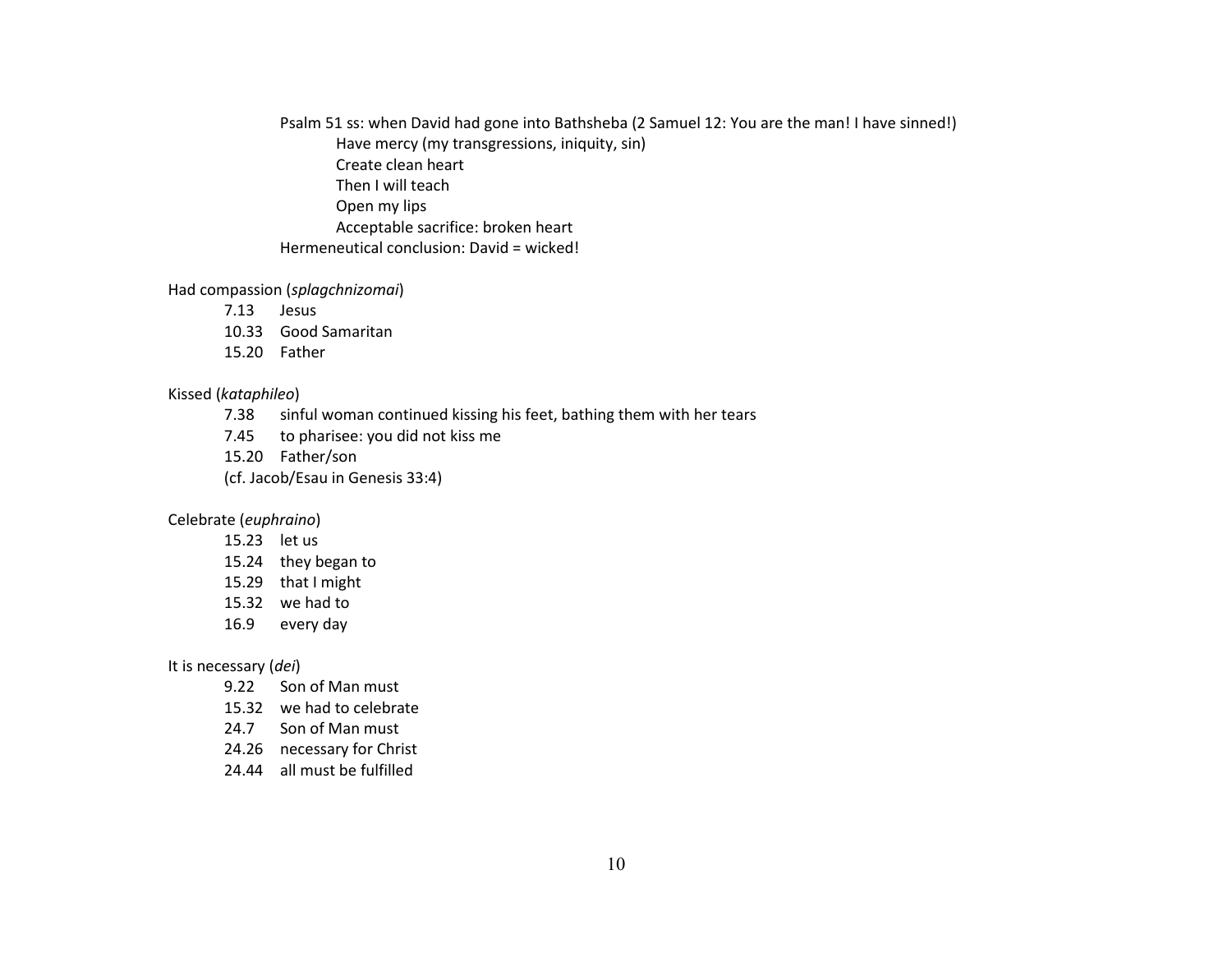Psalm 51 ss: when David had gone into Bathsheba (2 Samuel 12: You are the man! I have sinned!)

- Have mercy (my transgressions, iniquity, sin)
- Create clean heart
- Then I will teach
- Open my lips
- Acceptable sacrifice: broken heart

Hermeneutical conclusion: David = wicked!

Had compassion (*splagchnizomai*)

- 7.13 Jesus
- 10.33 Good Samaritan
- 15.20 Father

Kissed (*kataphileo*)

- 7.38 sinful woman continued kissing his feet, bathing them with her tears
- 7.45 to pharisee: you did not kiss me
- 15.20 Father/son
- (cf. Jacob/Esau in Genesis 33:4)

Celebrate (*euphraino*)

- 15.23 let us
- 15.24 they began to
- 15.29 that I might
- 15.32 we had to
- 16.9 every day

It is necessary (*dei*)

- 9.22 Son of Man must
- 15.32 we had to celebrate
- 24.7 Son of Man must
- 24.26 necessary for Christ
- 24.44 all must be fulfilled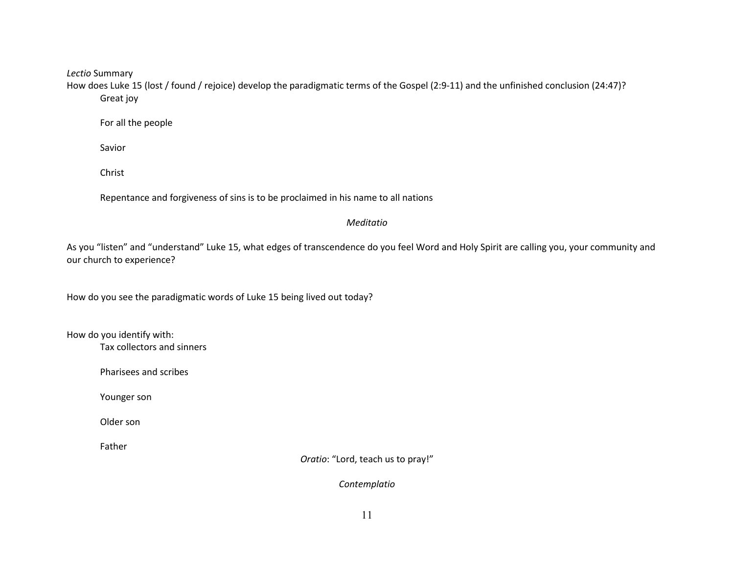*Lectio* Summary

How does Luke 15 (lost / found / rejoice) develop the paradigmatic terms of the Gospel (2:9-11) and the unfinished conclusion (24:47)?

- Great joy
- For all the people
- Savior
- Christ
- Repentance and forgiveness of sins is to be proclaimed in his name to all nations

## *Meditatio*

As you "listen" and "understand" Luke 15, what edges of transcendence do you feel Word and Holy Spirit are calling you, your community and our church to experience?

How do you see the paradigmatic words of Luke 15 being lived out today?

How do you identify with:

- Tax collectors and sinners
- Pharisees and scribes
- Younger son
- Older son
- Father

## *Oratio*: "Lord, teach us to pray!"

## *Contemplatio*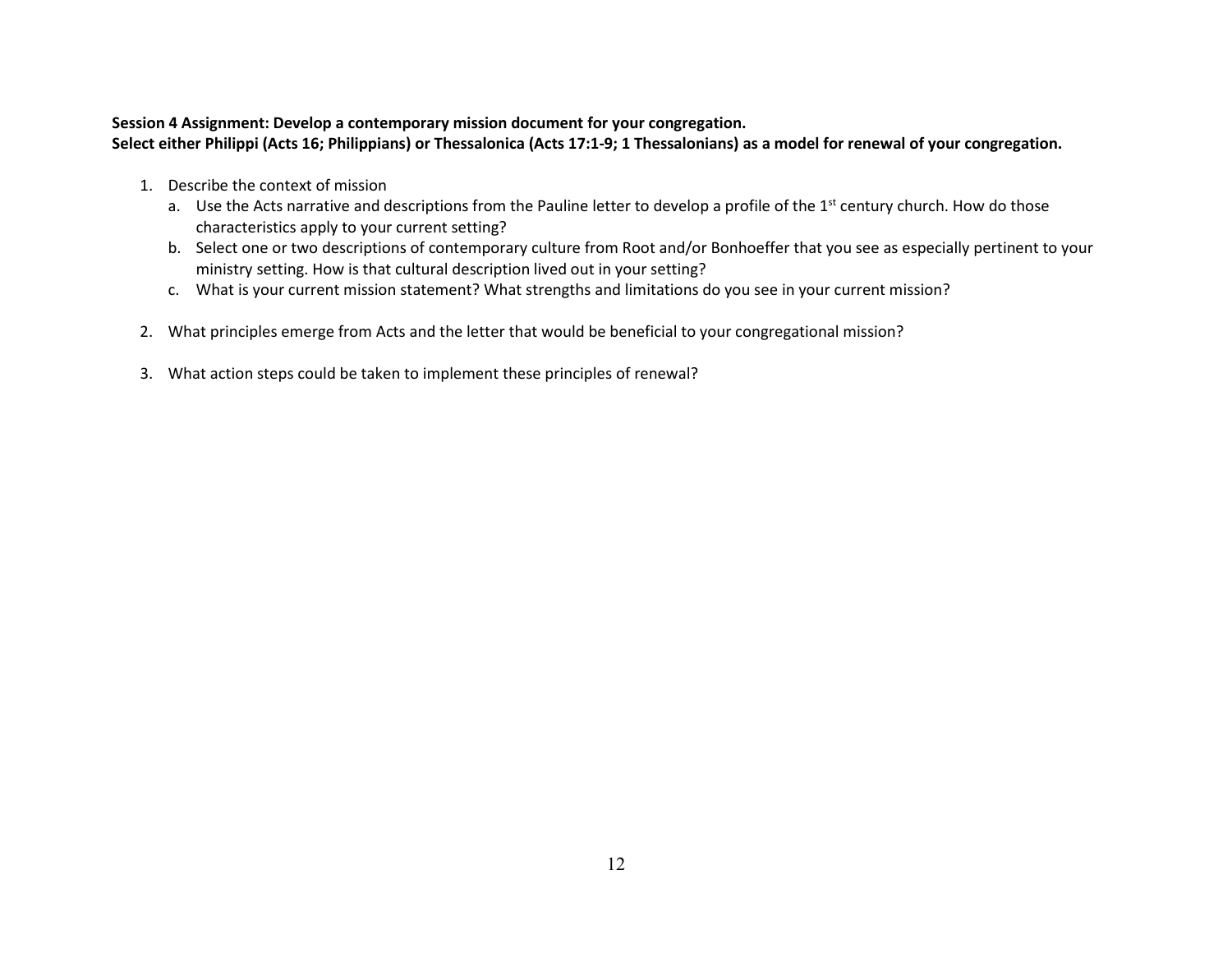**Session 4 Assignment: Develop a contemporary mission document for your congregation.**
**Select either Philippi (Acts 16; Philippians) or Thessalonica (Acts 17:1-9; 1 Thessalonians) as a model for renewal of your congregation.**

1. Describe the context of mission
   a. Use the Acts narrative and descriptions from the Pauline letter to develop a profile of the 1st century church. How do those characteristics apply to your current setting?
   b. Select one or two descriptions of contemporary culture from Root and/or Bonhoeffer that you see as especially pertinent to your ministry setting. How is that cultural description lived out in your setting?
   c. What is your current mission statement? What strengths and limitations do you see in your current mission?

2. What principles emerge from Acts and the letter that would be beneficial to your congregational mission?

3. What action steps could be taken to implement these principles of renewal?